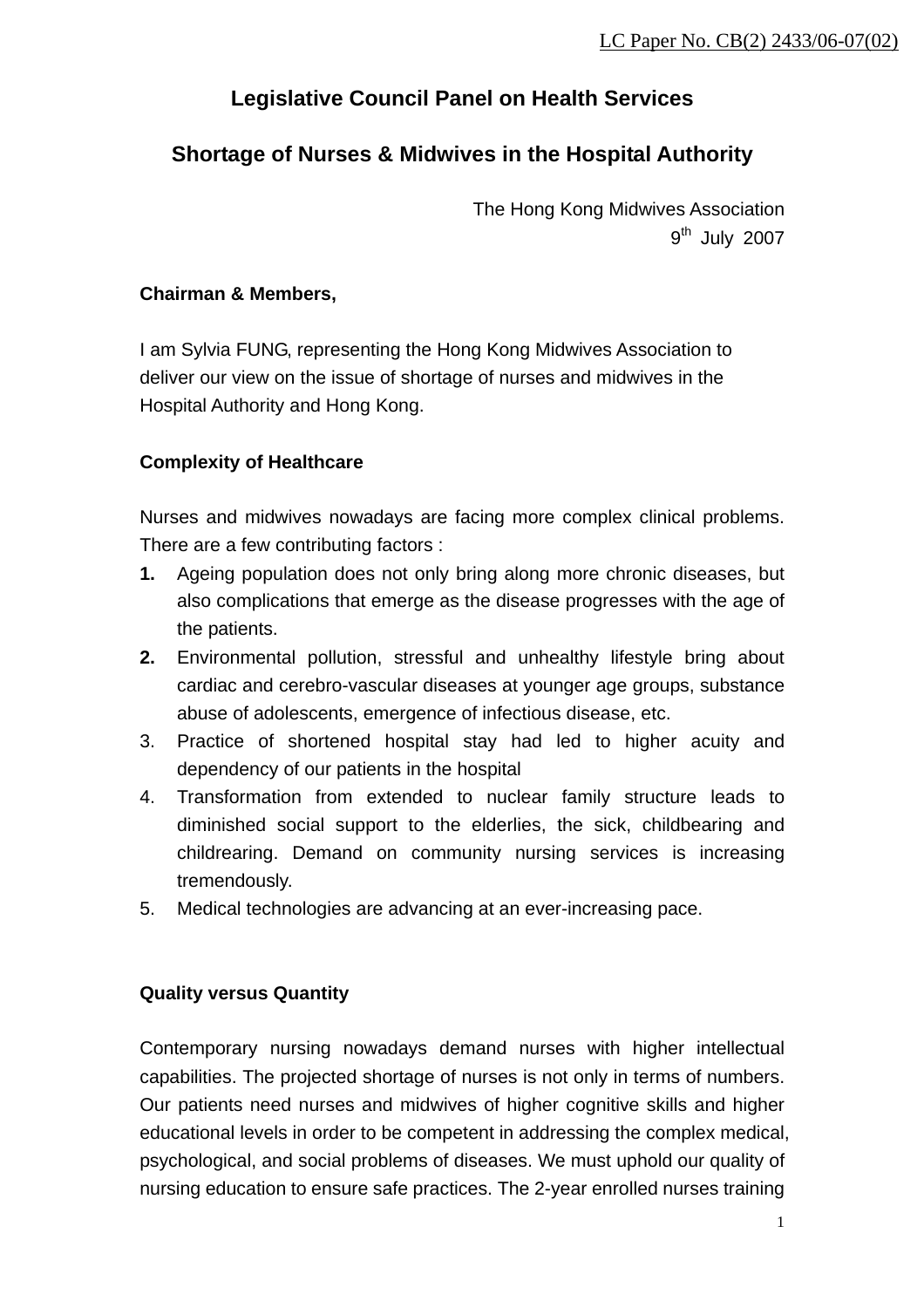LC Paper No. CB(2) 2433/06-07(02)

## Legislative Council Panel on Health Services

## Shortage of Nurses & Midwives in the Hospital Authority

The Hong Kong Midwives Association
9th July 2007

**Chairman & Members,**

I am Sylvia FUNG, representing the Hong Kong Midwives Association to deliver our view on the issue of shortage of nurses and midwives in the Hospital Authority and Hong Kong.

**Complexity of Healthcare**

Nurses and midwives nowadays are facing more complex clinical problems. There are a few contributing factors :

1. Ageing population does not only bring along more chronic diseases, but also complications that emerge as the disease progresses with the age of the patients.
2. Environmental pollution, stressful and unhealthy lifestyle bring about cardiac and cerebro-vascular diseases at younger age groups, substance abuse of adolescents, emergence of infectious disease, etc.
3. Practice of shortened hospital stay had led to higher acuity and dependency of our patients in the hospital
4. Transformation from extended to nuclear family structure leads to diminished social support to the elderlies, the sick, childbearing and childrearing. Demand on community nursing services is increasing tremendously.
5. Medical technologies are advancing at an ever-increasing pace.

**Quality versus Quantity**

Contemporary nursing nowadays demand nurses with higher intellectual capabilities. The projected shortage of nurses is not only in terms of numbers. Our patients need nurses and midwives of higher cognitive skills and higher educational levels in order to be competent in addressing the complex medical, psychological, and social problems of diseases. We must uphold our quality of nursing education to ensure safe practices. The 2-year enrolled nurses training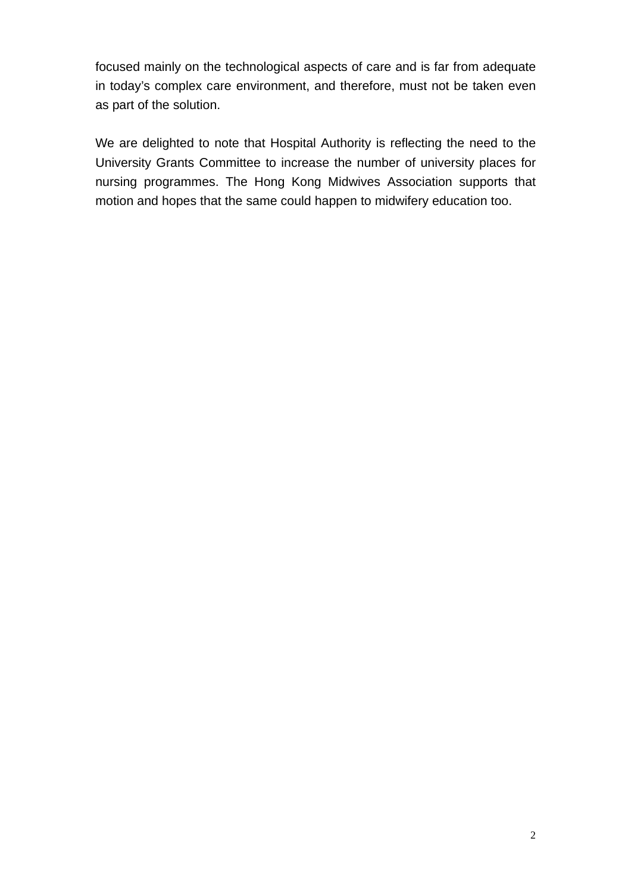focused mainly on the technological aspects of care and is far from adequate in today's complex care environment, and therefore, must not be taken even as part of the solution.

We are delighted to note that Hospital Authority is reflecting the need to the University Grants Committee to increase the number of university places for nursing programmes. The Hong Kong Midwives Association supports that motion and hopes that the same could happen to midwifery education too.